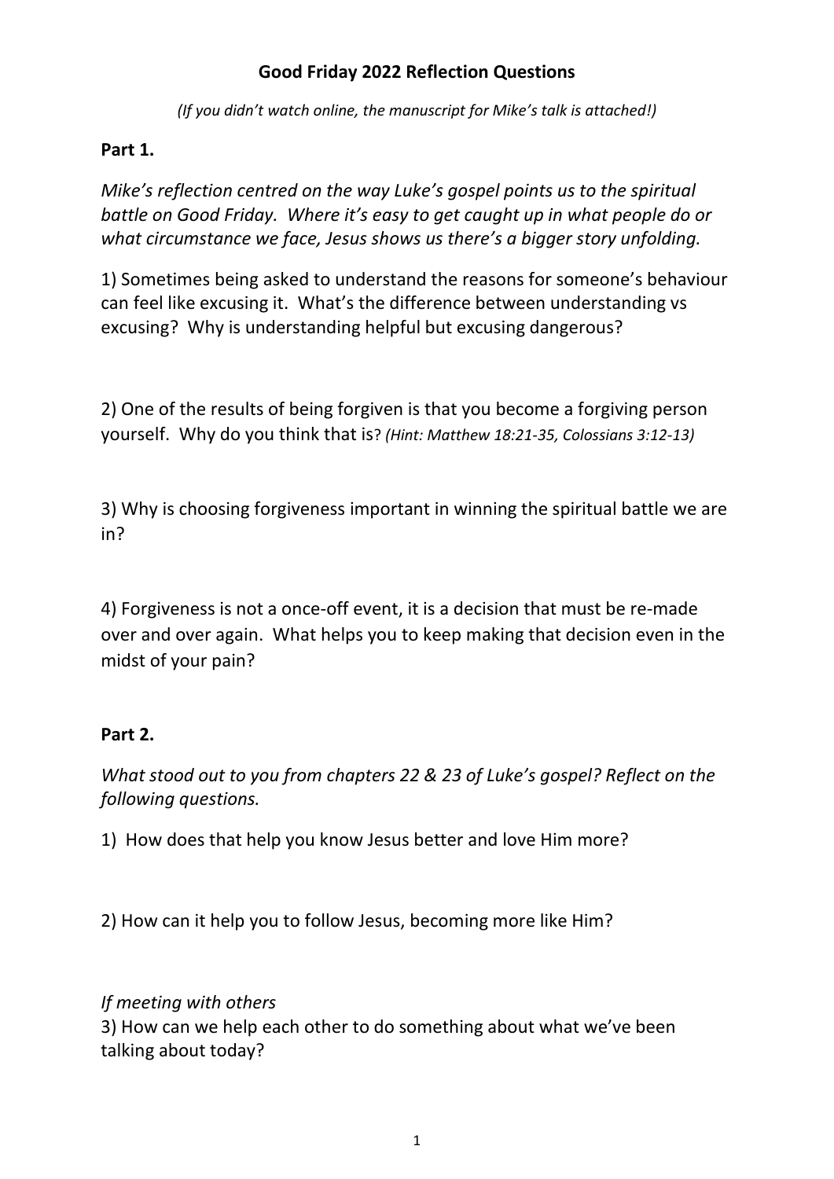# Good Friday 2022 Reflection Questions

*(If you didn't watch online, the manuscript for Mike's talk is attached!)*

## Part 1.

*Mike's reflection centred on the way Luke's gospel points us to the spiritual battle on Good Friday. Where it's easy to get caught up in what people do or what circumstance we face, Jesus shows us there's a bigger story unfolding.*

1) Sometimes being asked to understand the reasons for someone's behaviour can feel like excusing it. What's the difference between understanding vs excusing? Why is understanding helpful but excusing dangerous?

2) One of the results of being forgiven is that you become a forgiving person yourself. Why do you think that is? *(Hint: Matthew 18:21-35, Colossians 3:12-13)*

3) Why is choosing forgiveness important in winning the spiritual battle we are in?

4) Forgiveness is not a once-off event, it is a decision that must be re-made over and over again. What helps you to keep making that decision even in the midst of your pain?

## Part 2.

*What stood out to you from chapters 22 & 23 of Luke's gospel? Reflect on the following questions.*

1) How does that help you know Jesus better and love Him more?

2) How can it help you to follow Jesus, becoming more like Him?

*If meeting with others*

3) How can we help each other to do something about what we've been talking about today?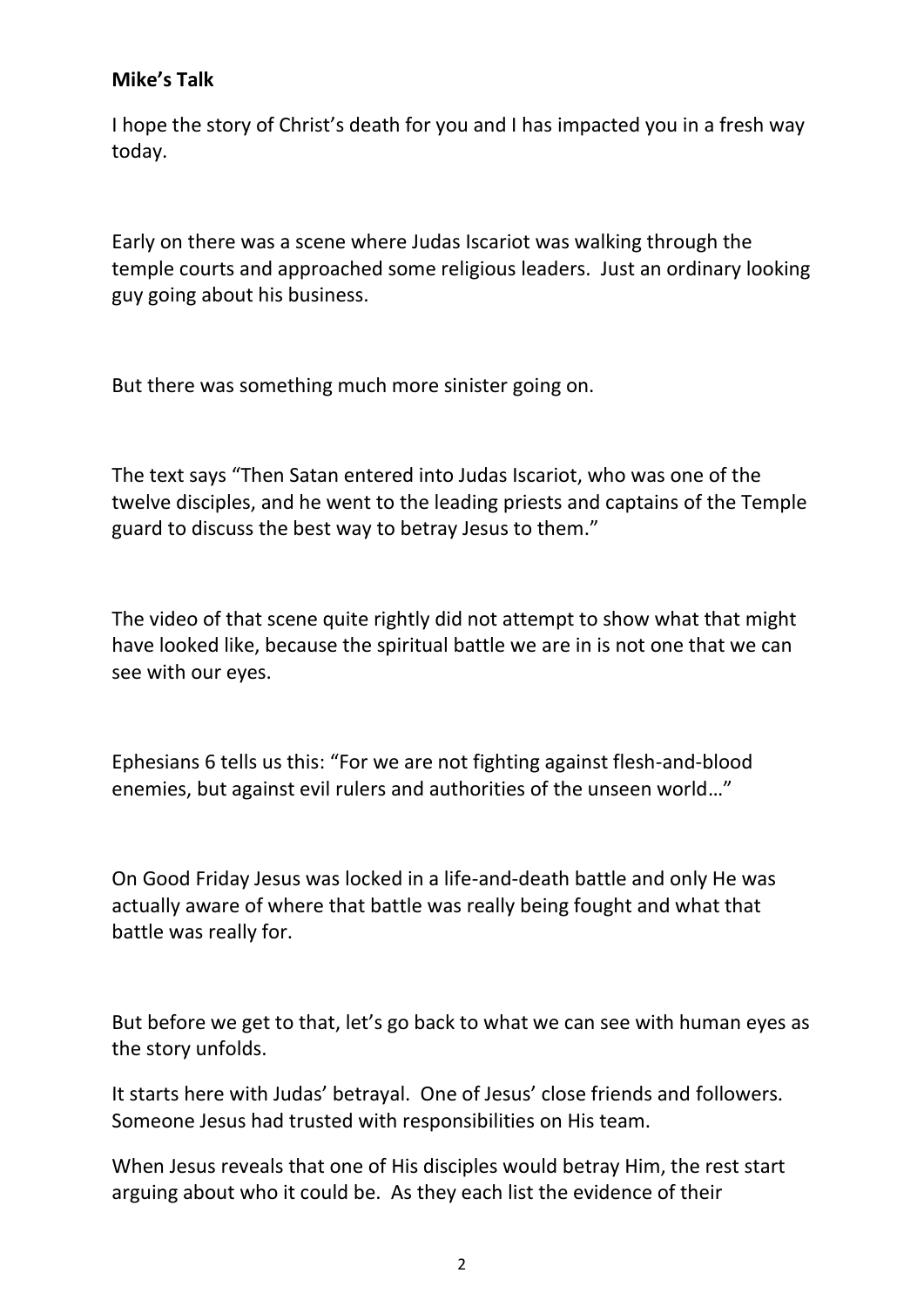**Mike's Talk**

I hope the story of Christ's death for you and I has impacted you in a fresh way today.

Early on there was a scene where Judas Iscariot was walking through the temple courts and approached some religious leaders. Just an ordinary looking guy going about his business.

But there was something much more sinister going on.

The text says "Then Satan entered into Judas Iscariot, who was one of the twelve disciples, and he went to the leading priests and captains of the Temple guard to discuss the best way to betray Jesus to them."

The video of that scene quite rightly did not attempt to show what that might have looked like, because the spiritual battle we are in is not one that we can see with our eyes.

Ephesians 6 tells us this: "For we are not fighting against flesh-and-blood enemies, but against evil rulers and authorities of the unseen world…"

On Good Friday Jesus was locked in a life-and-death battle and only He was actually aware of where that battle was really being fought and what that battle was really for.

But before we get to that, let's go back to what we can see with human eyes as the story unfolds.

It starts here with Judas' betrayal. One of Jesus' close friends and followers. Someone Jesus had trusted with responsibilities on His team.

When Jesus reveals that one of His disciples would betray Him, the rest start arguing about who it could be. As they each list the evidence of their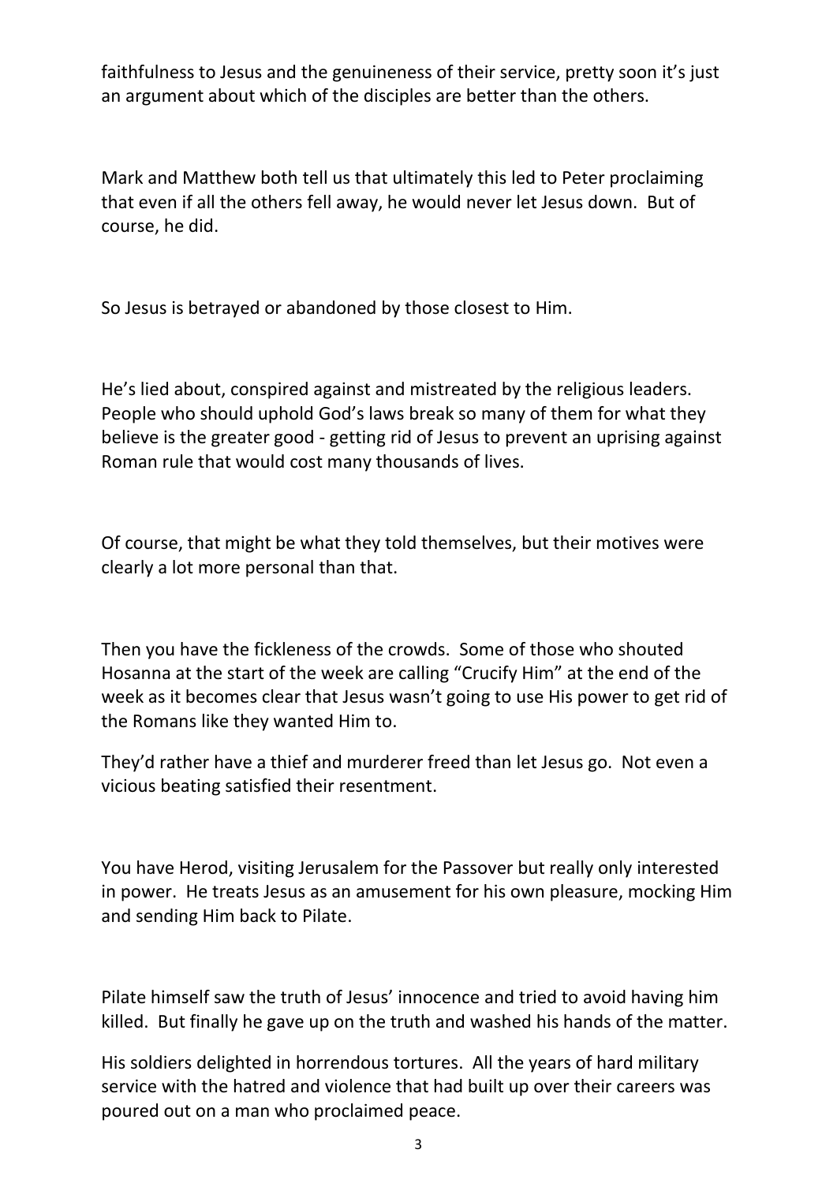faithfulness to Jesus and the genuineness of their service, pretty soon it's just an argument about which of the disciples are better than the others.

Mark and Matthew both tell us that ultimately this led to Peter proclaiming that even if all the others fell away, he would never let Jesus down. But of course, he did.

So Jesus is betrayed or abandoned by those closest to Him.

He's lied about, conspired against and mistreated by the religious leaders. People who should uphold God's laws break so many of them for what they believe is the greater good - getting rid of Jesus to prevent an uprising against Roman rule that would cost many thousands of lives.

Of course, that might be what they told themselves, but their motives were clearly a lot more personal than that.

Then you have the fickleness of the crowds. Some of those who shouted Hosanna at the start of the week are calling "Crucify Him" at the end of the week as it becomes clear that Jesus wasn't going to use His power to get rid of the Romans like they wanted Him to.

They'd rather have a thief and murderer freed than let Jesus go. Not even a vicious beating satisfied their resentment.

You have Herod, visiting Jerusalem for the Passover but really only interested in power. He treats Jesus as an amusement for his own pleasure, mocking Him and sending Him back to Pilate.

Pilate himself saw the truth of Jesus' innocence and tried to avoid having him killed. But finally he gave up on the truth and washed his hands of the matter.

His soldiers delighted in horrendous tortures. All the years of hard military service with the hatred and violence that had built up over their careers was poured out on a man who proclaimed peace.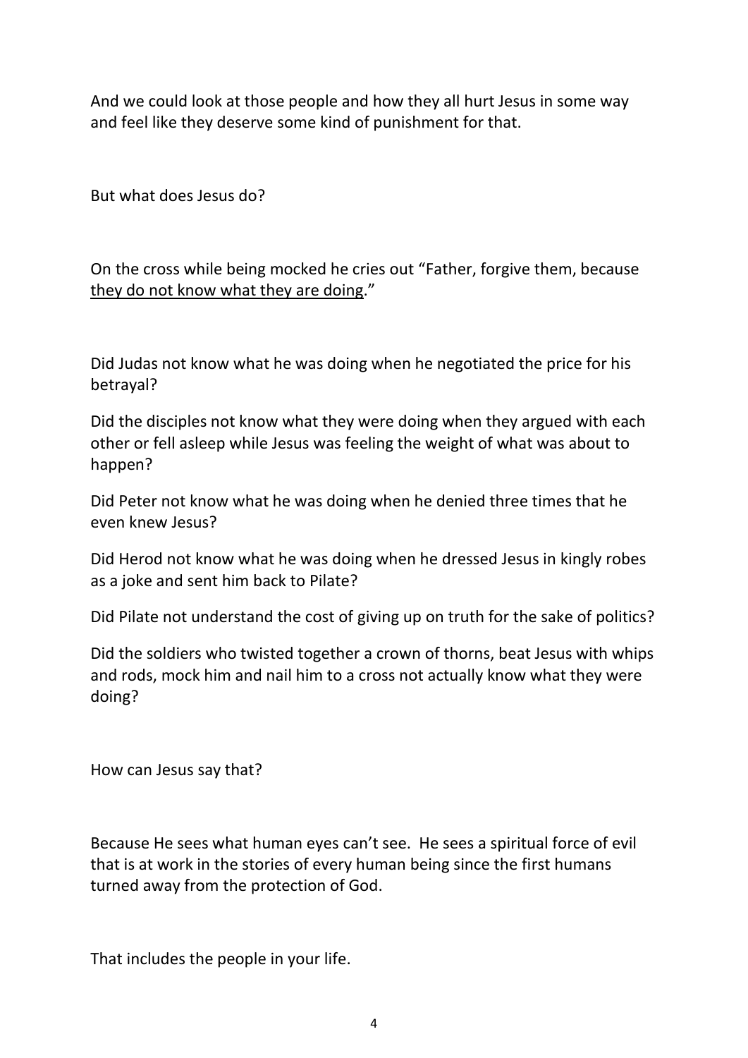And we could look at those people and how they all hurt Jesus in some way and feel like they deserve some kind of punishment for that.

But what does Jesus do?

On the cross while being mocked he cries out "Father, forgive them, because <u>they do not know what they are doing</u>."

Did Judas not know what he was doing when he negotiated the price for his betrayal?

Did the disciples not know what they were doing when they argued with each other or fell asleep while Jesus was feeling the weight of what was about to happen?

Did Peter not know what he was doing when he denied three times that he even knew Jesus?

Did Herod not know what he was doing when he dressed Jesus in kingly robes as a joke and sent him back to Pilate?

Did Pilate not understand the cost of giving up on truth for the sake of politics?

Did the soldiers who twisted together a crown of thorns, beat Jesus with whips and rods, mock him and nail him to a cross not actually know what they were doing?

How can Jesus say that?

Because He sees what human eyes can't see. He sees a spiritual force of evil that is at work in the stories of every human being since the first humans turned away from the protection of God.

That includes the people in your life.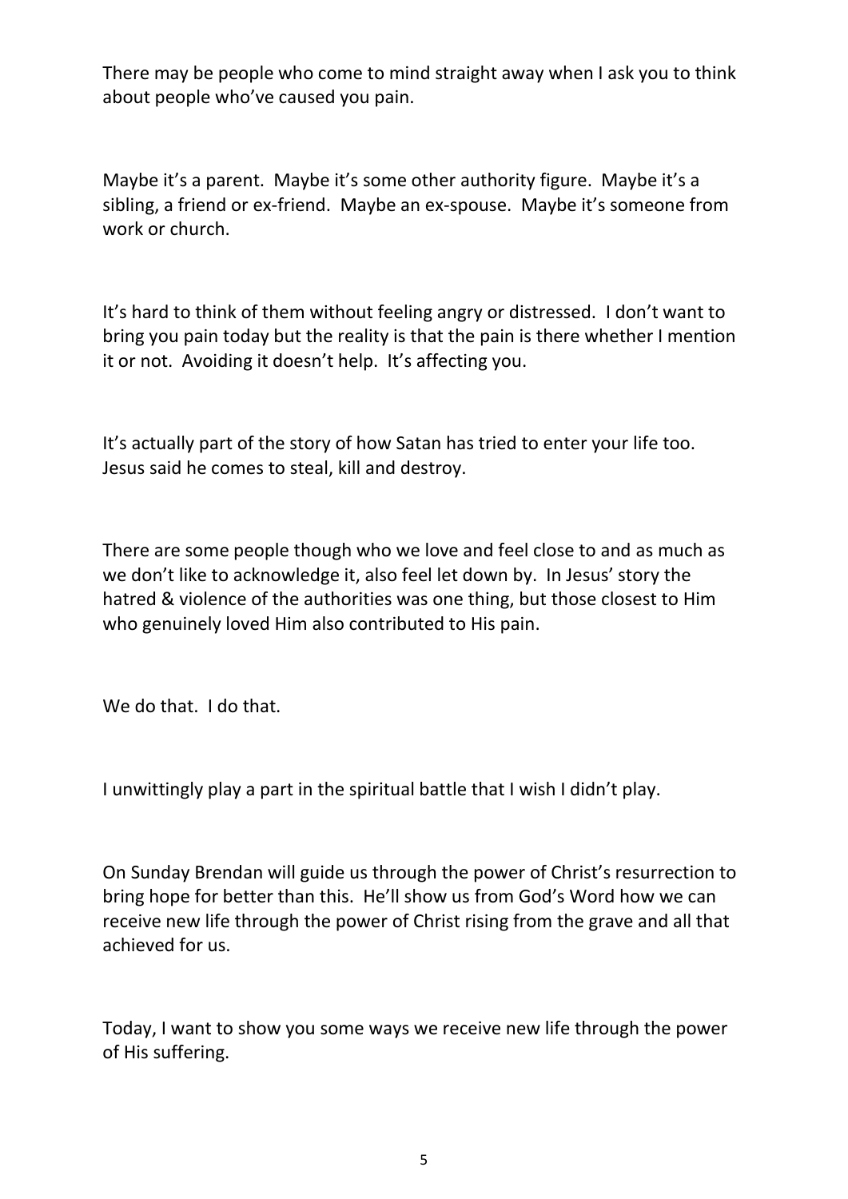There may be people who come to mind straight away when I ask you to think about people who've caused you pain.

Maybe it's a parent. Maybe it's some other authority figure. Maybe it's a sibling, a friend or ex-friend. Maybe an ex-spouse. Maybe it's someone from work or church.

It's hard to think of them without feeling angry or distressed. I don't want to bring you pain today but the reality is that the pain is there whether I mention it or not. Avoiding it doesn't help. It's affecting you.

It's actually part of the story of how Satan has tried to enter your life too. Jesus said he comes to steal, kill and destroy.

There are some people though who we love and feel close to and as much as we don't like to acknowledge it, also feel let down by. In Jesus' story the hatred & violence of the authorities was one thing, but those closest to Him who genuinely loved Him also contributed to His pain.

We do that. I do that.

I unwittingly play a part in the spiritual battle that I wish I didn't play.

On Sunday Brendan will guide us through the power of Christ's resurrection to bring hope for better than this. He'll show us from God's Word how we can receive new life through the power of Christ rising from the grave and all that achieved for us.

Today, I want to show you some ways we receive new life through the power of His suffering.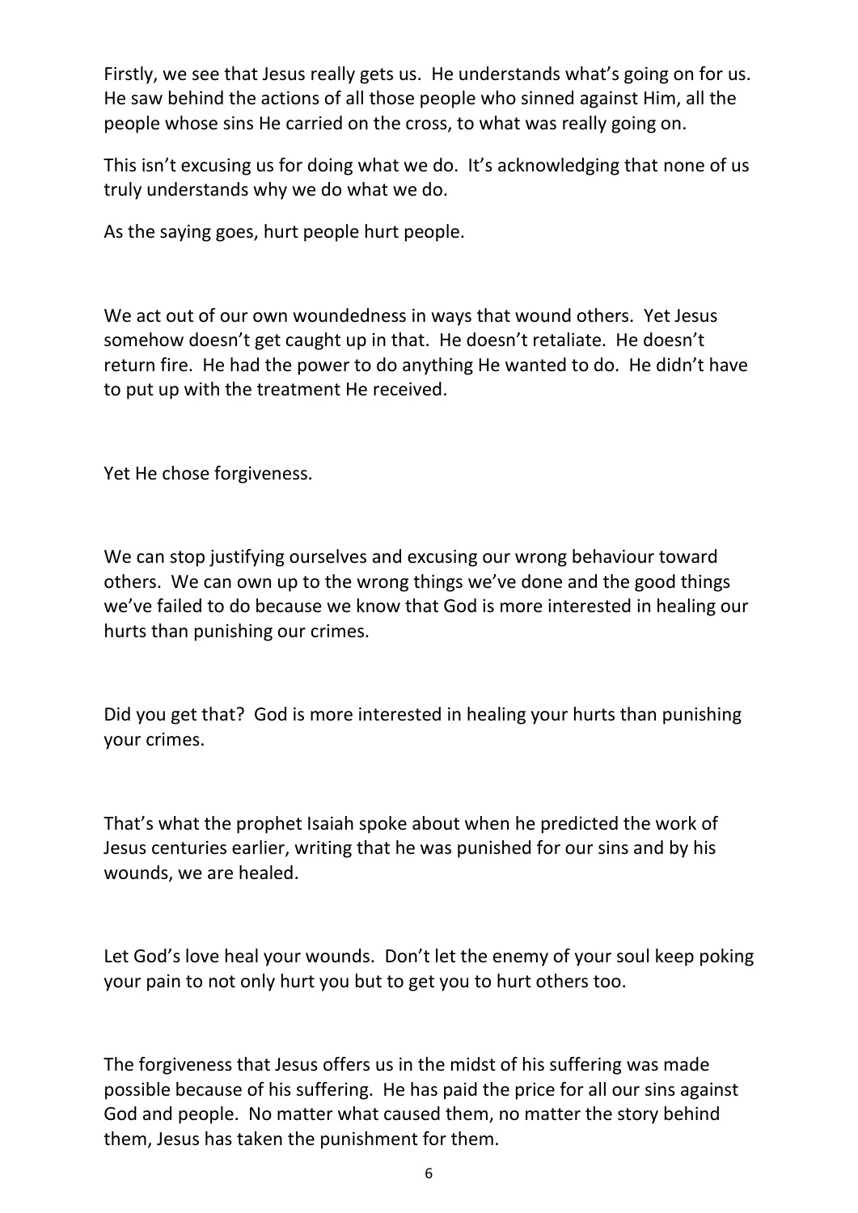Firstly, we see that Jesus really gets us. He understands what's going on for us. He saw behind the actions of all those people who sinned against Him, all the people whose sins He carried on the cross, to what was really going on.

This isn't excusing us for doing what we do. It's acknowledging that none of us truly understands why we do what we do.

As the saying goes, hurt people hurt people.

We act out of our own woundedness in ways that wound others. Yet Jesus somehow doesn't get caught up in that. He doesn't retaliate. He doesn't return fire. He had the power to do anything He wanted to do. He didn't have to put up with the treatment He received.

Yet He chose forgiveness.

We can stop justifying ourselves and excusing our wrong behaviour toward others. We can own up to the wrong things we've done and the good things we've failed to do because we know that God is more interested in healing our hurts than punishing our crimes.

Did you get that? God is more interested in healing your hurts than punishing your crimes.

That's what the prophet Isaiah spoke about when he predicted the work of Jesus centuries earlier, writing that he was punished for our sins and by his wounds, we are healed.

Let God's love heal your wounds. Don't let the enemy of your soul keep poking your pain to not only hurt you but to get you to hurt others too.

The forgiveness that Jesus offers us in the midst of his suffering was made possible because of his suffering. He has paid the price for all our sins against God and people. No matter what caused them, no matter the story behind them, Jesus has taken the punishment for them.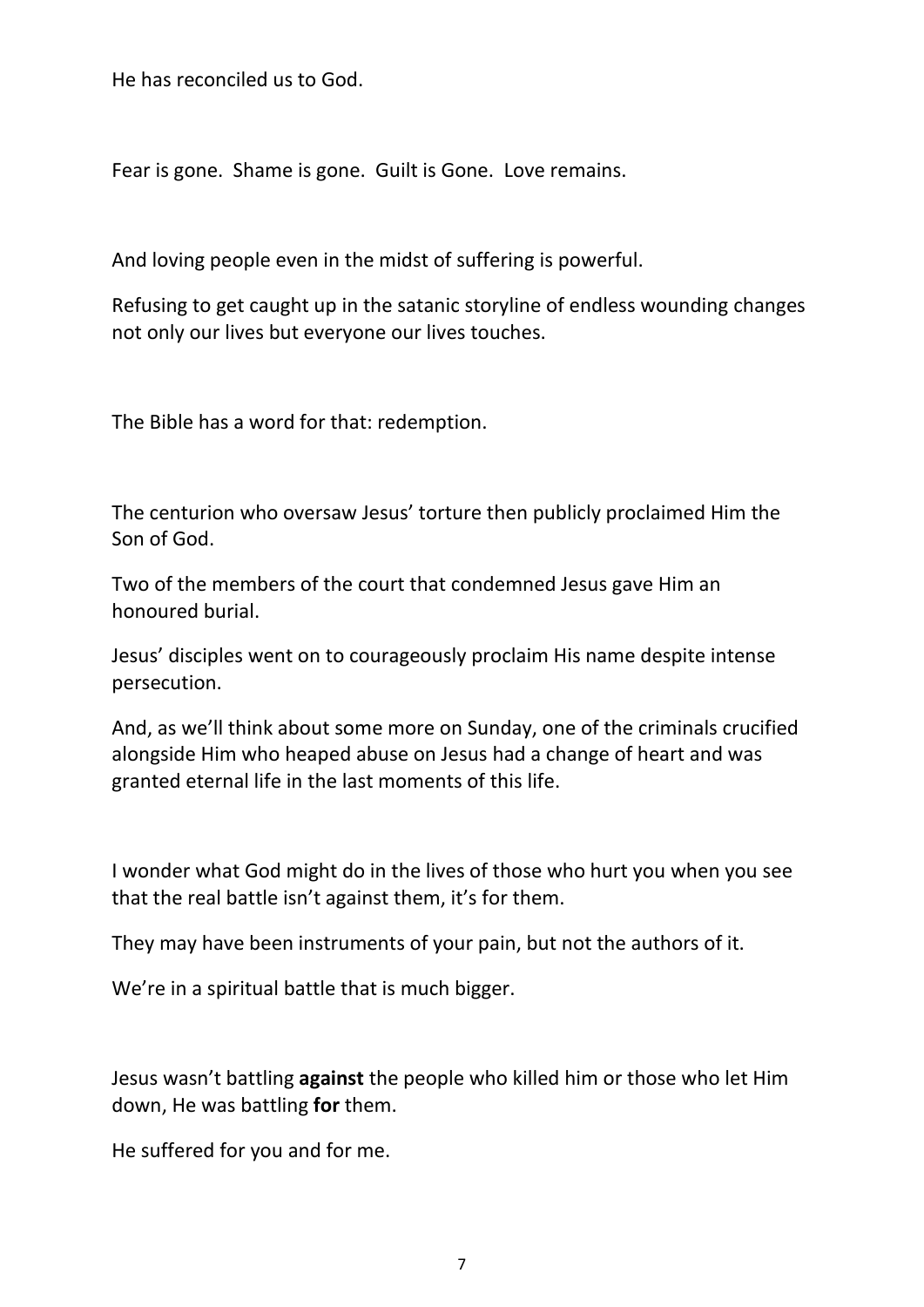He has reconciled us to God.

Fear is gone. Shame is gone. Guilt is Gone. Love remains.

And loving people even in the midst of suffering is powerful.

Refusing to get caught up in the satanic storyline of endless wounding changes not only our lives but everyone our lives touches.

The Bible has a word for that: redemption.

The centurion who oversaw Jesus' torture then publicly proclaimed Him the Son of God.

Two of the members of the court that condemned Jesus gave Him an honoured burial.

Jesus' disciples went on to courageously proclaim His name despite intense persecution.

And, as we'll think about some more on Sunday, one of the criminals crucified alongside Him who heaped abuse on Jesus had a change of heart and was granted eternal life in the last moments of this life.

I wonder what God might do in the lives of those who hurt you when you see that the real battle isn't against them, it's for them.

They may have been instruments of your pain, but not the authors of it.

We're in a spiritual battle that is much bigger.

Jesus wasn't battling **against** the people who killed him or those who let Him down, He was battling **for** them.

He suffered for you and for me.